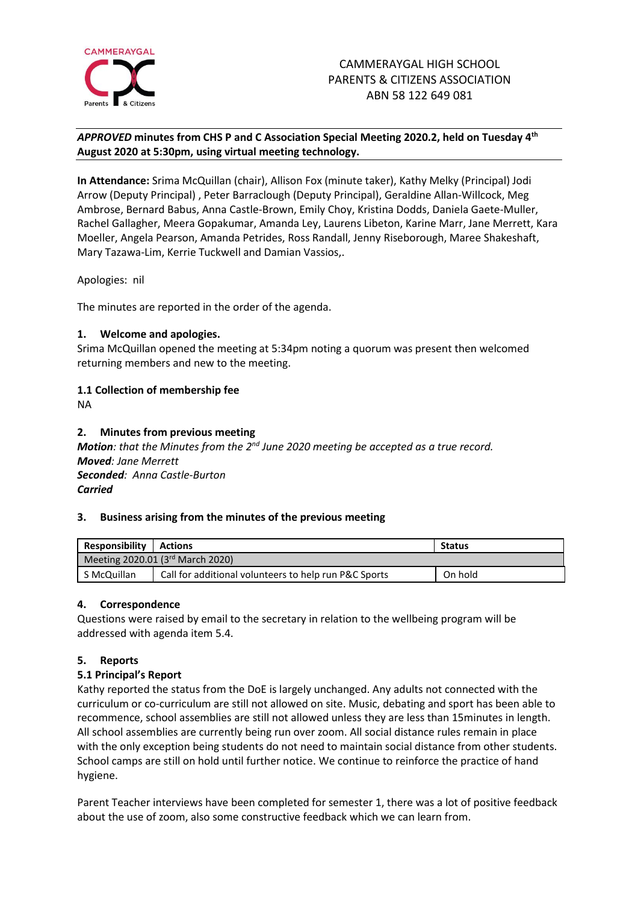CAMMERAYGAL HIGH SCHOOL
PARENTS & CITIZENS ASSOCIATION
ABN 58 122 649 081

***APPROVED* minutes from CHS P and C Association Special Meeting 2020.2, held on Tuesday 4th August 2020 at 5:30pm, using virtual meeting technology.**

**In Attendance:** Srima McQuillan (chair), Allison Fox (minute taker), Kathy Melky (Principal) Jodi Arrow (Deputy Principal) , Peter Barraclough (Deputy Principal), Geraldine Allan-Willcock, Meg Ambrose, Bernard Babus, Anna Castle-Brown, Emily Choy, Kristina Dodds, Daniela Gaete-Muller, Rachel Gallagher, Meera Gopakumar, Amanda Ley, Laurens Libeton, Karine Marr, Jane Merrett, Kara Moeller, Angela Pearson, Amanda Petrides, Ross Randall, Jenny Riseborough, Maree Shakeshaft, Mary Tazawa-Lim, Kerrie Tuckwell and Damian Vassios,.

Apologies: nil

The minutes are reported in the order of the agenda.

### 1. Welcome and apologies.

Srima McQuillan opened the meeting at 5:34pm noting a quorum was present then welcomed returning members and new to the meeting.

### 1.1 Collection of membership fee

NA

### 2. Minutes from previous meeting

***Motion**: that the Minutes from the 2nd June 2020 meeting be accepted as a true record.*
***Moved**: Jane Merrett*
***Seconded**: Anna Castle-Burton*
***Carried***

### 3. Business arising from the minutes of the previous meeting

| Responsibility | Actions | Status |
|---|---|---|
| Meeting 2020.01 (3rd March 2020) | | |
| S McQuillan | Call for additional volunteers to help run P&C Sports | On hold |

### 4. Correspondence

Questions were raised by email to the secretary in relation to the wellbeing program will be addressed with agenda item 5.4.

### 5. Reports

### 5.1 Principal's Report

Kathy reported the status from the DoE is largely unchanged. Any adults not connected with the curriculum or co-curriculum are still not allowed on site. Music, debating and sport has been able to recommence, school assemblies are still not allowed unless they are less than 15minutes in length. All school assemblies are currently being run over zoom. All social distance rules remain in place with the only exception being students do not need to maintain social distance from other students. School camps are still on hold until further notice. We continue to reinforce the practice of hand hygiene.

Parent Teacher interviews have been completed for semester 1, there was a lot of positive feedback about the use of zoom, also some constructive feedback which we can learn from.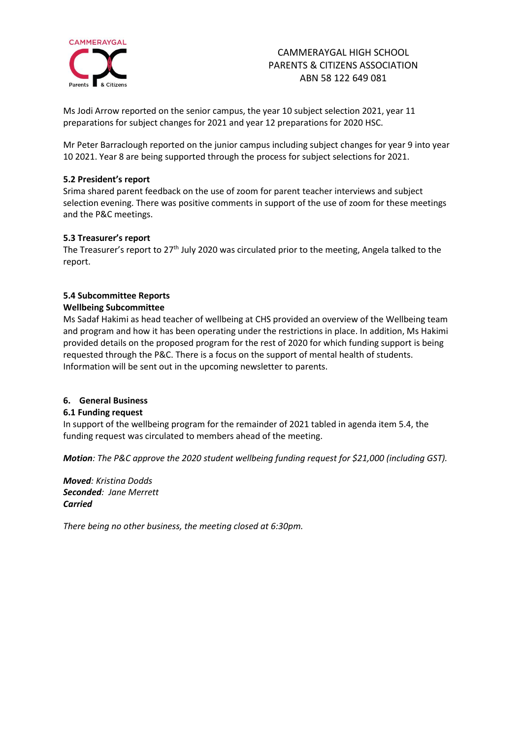Ms Jodi Arrow reported on the senior campus, the year 10 subject selection 2021, year 11 preparations for subject changes for 2021 and year 12 preparations for 2020 HSC.

Mr Peter Barraclough reported on the junior campus including subject changes for year 9 into year 10 2021. Year 8 are being supported through the process for subject selections for 2021.

**5.2 President's report**
Srima shared parent feedback on the use of zoom for parent teacher interviews and subject selection evening. There was positive comments in support of the use of zoom for these meetings and the P&C meetings.

**5.3 Treasurer's report**
The Treasurer's report to 27th July 2020 was circulated prior to the meeting, Angela talked to the report.

**5.4 Subcommittee Reports**
**Wellbeing Subcommittee**
Ms Sadaf Hakimi as head teacher of wellbeing at CHS provided an overview of the Wellbeing team and program and how it has been operating under the restrictions in place. In addition, Ms Hakimi provided details on the proposed program for the rest of 2020 for which funding support is being requested through the P&C. There is a focus on the support of mental health of students. Information will be sent out in the upcoming newsletter to parents.

**6. General Business**
**6.1 Funding request**
In support of the wellbeing program for the remainder of 2021 tabled in agenda item 5.4, the funding request was circulated to members ahead of the meeting.

***Motion**: The P&C approve the 2020 student wellbeing funding request for $21,000 (including GST).*

***Moved**: Kristina Dodds*
***Seconded**: Jane Merrett*
***Carried***

*There being no other business, the meeting closed at 6:30pm.*